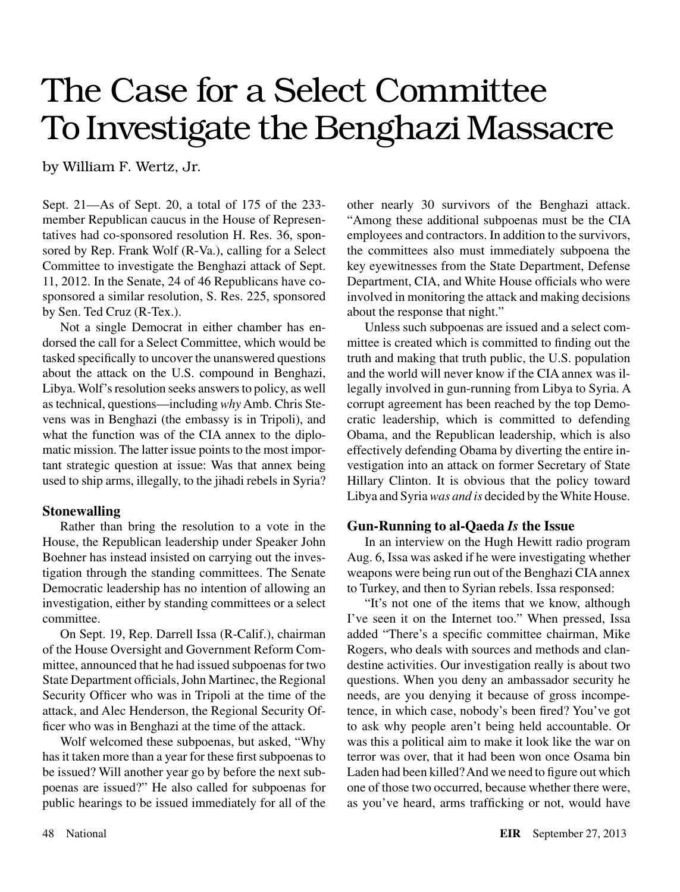# The Case for a Select Committee To Investigate the Benghazi Massacre

by William F. Wertz, Jr.

Sept. 21—As of Sept. 20, a total of 175 of the 233-member Republican caucus in the House of Representatives had co-sponsored resolution H. Res. 36, sponsored by Rep. Frank Wolf (R-Va.), calling for a Select Committee to investigate the Benghazi attack of Sept. 11, 2012. In the Senate, 24 of 46 Republicans have co-sponsored a similar resolution, S. Res. 225, sponsored by Sen. Ted Cruz (R-Tex.).

Not a single Democrat in either chamber has endorsed the call for a Select Committee, which would be tasked specifically to uncover the unanswered questions about the attack on the U.S. compound in Benghazi, Libya. Wolf's resolution seeks answers to policy, as well as technical, questions—including *why* Amb. Chris Stevens was in Benghazi (the embassy is in Tripoli), and what the function was of the CIA annex to the diplomatic mission. The latter issue points to the most important strategic question at issue: Was that annex being used to ship arms, illegally, to the jihadi rebels in Syria?

### Stonewalling

Rather than bring the resolution to a vote in the House, the Republican leadership under Speaker John Boehner has instead insisted on carrying out the investigation through the standing committees. The Senate Democratic leadership has no intention of allowing an investigation, either by standing committees or a select committee.

On Sept. 19, Rep. Darrell Issa (R-Calif.), chairman of the House Oversight and Government Reform Committee, announced that he had issued subpoenas for two State Department officials, John Martinec, the Regional Security Officer who was in Tripoli at the time of the attack, and Alec Henderson, the Regional Security Officer who was in Benghazi at the time of the attack.

Wolf welcomed these subpoenas, but asked, "Why has it taken more than a year for these first subpoenas to be issued? Will another year go by before the next subpoenas are issued?" He also called for subpoenas for public hearings to be issued immediately for all of the other nearly 30 survivors of the Benghazi attack. "Among these additional subpoenas must be the CIA employees and contractors. In addition to the survivors, the committees also must immediately subpoena the key eyewitnesses from the State Department, Defense Department, CIA, and White House officials who were involved in monitoring the attack and making decisions about the response that night."

Unless such subpoenas are issued and a select committee is created which is committed to finding out the truth and making that truth public, the U.S. population and the world will never know if the CIA annex was illegally involved in gun-running from Libya to Syria. A corrupt agreement has been reached by the top Democratic leadership, which is committed to defending Obama, and the Republican leadership, which is also effectively defending Obama by diverting the entire investigation into an attack on former Secretary of State Hillary Clinton. It is obvious that the policy toward Libya and Syria *was and is* decided by the White House.

### Gun-Running to al-Qaeda *Is* the Issue

In an interview on the Hugh Hewitt radio program Aug. 6, Issa was asked if he were investigating whether weapons were being run out of the Benghazi CIA annex to Turkey, and then to Syrian rebels. Issa responsed:

"It's not one of the items that we know, although I've seen it on the Internet too." When pressed, Issa added "There's a specific committee chairman, Mike Rogers, who deals with sources and methods and clandestine activities. Our investigation really is about two questions. When you deny an ambassador security he needs, are you denying it because of gross incompetence, in which case, nobody's been fired? You've got to ask why people aren't being held accountable. Or was this a political aim to make it look like the war on terror was over, that it had been won once Osama bin Laden had been killed? And we need to figure out which one of those two occurred, because whether there were, as you've heard, arms trafficking or not, would have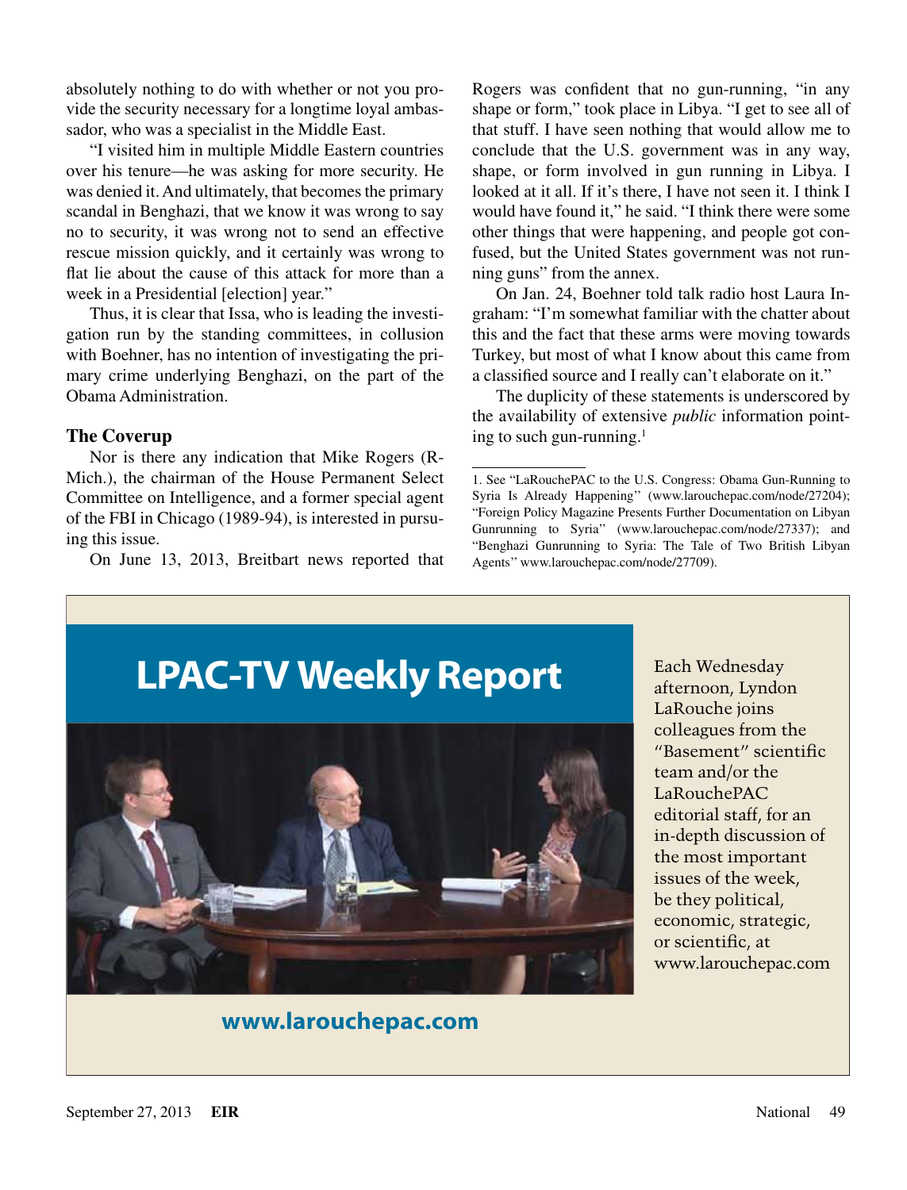absolutely nothing to do with whether or not you provide the security necessary for a longtime loyal ambassador, who was a specialist in the Middle East.

"I visited him in multiple Middle Eastern countries over his tenure—he was asking for more security. He was denied it. And ultimately, that becomes the primary scandal in Benghazi, that we know it was wrong to say no to security, it was wrong not to send an effective rescue mission quickly, and it certainly was wrong to flat lie about the cause of this attack for more than a week in a Presidential [election] year."

Thus, it is clear that Issa, who is leading the investigation run by the standing committees, in collusion with Boehner, has no intention of investigating the primary crime underlying Benghazi, on the part of the Obama Administration.

### The Coverup

Nor is there any indication that Mike Rogers (R-Mich.), the chairman of the House Permanent Select Committee on Intelligence, and a former special agent of the FBI in Chicago (1989-94), is interested in pursuing this issue.

On June 13, 2013, Breitbart news reported that Rogers was confident that no gun-running, "in any shape or form," took place in Libya. "I get to see all of that stuff. I have seen nothing that would allow me to conclude that the U.S. government was in any way, shape, or form involved in gun running in Libya. I looked at it all. If it's there, I have not seen it. I think I would have found it," he said. "I think there were some other things that were happening, and people got confused, but the United States government was not running guns" from the annex.

On Jan. 24, Boehner told talk radio host Laura Ingraham: "I'm somewhat familiar with the chatter about this and the fact that these arms were moving towards Turkey, but most of what I know about this came from a classified source and I really can't elaborate on it."

The duplicity of these statements is underscored by the availability of extensive *public* information pointing to such gun-running.[1]

---

1. See "LaRouchePAC to the U.S. Congress: Obama Gun-Running to Syria Is Already Happening" (www.larouchepac.com/node/27204); "Foreign Policy Magazine Presents Further Documentation on Libyan Gunrunning to Syria" (www.larouchepac.com/node/27337); and "Benghazi Gunrunning to Syria: The Tale of Two British Libyan Agents" www.larouchepac.com/node/27709).

---

## LPAC-TV Weekly Report

Each Wednesday afternoon, Lyndon LaRouche joins colleagues from the "Basement" scientific team and/or the LaRouchePAC editorial staff, for an in-depth discussion of the most important issues of the week, be they political, economic, strategic, or scientific, at www.larouchepac.com

**www.larouchepac.com**